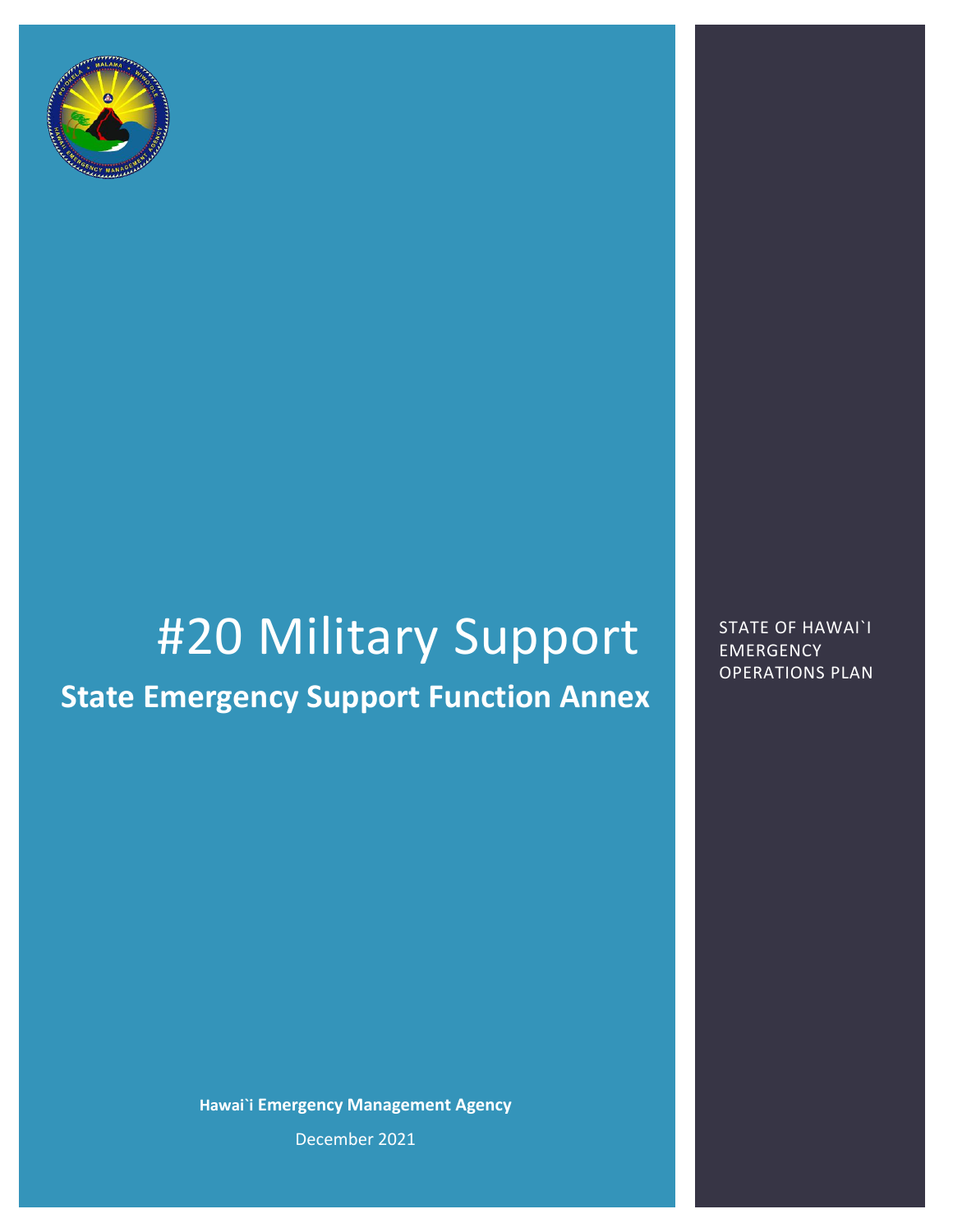# #20 Military Support

## State Emergency Support Function Annex

STATE OF HAWAI`I EMERGENCY OPERATIONS PLAN

**Hawai`i Emergency Management Agency**

December 2021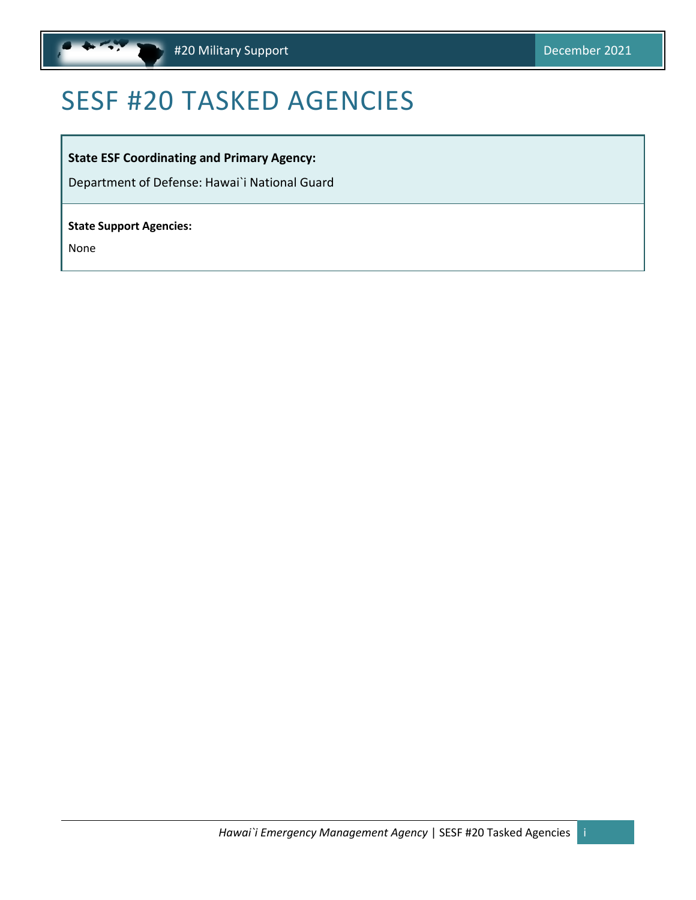# SESF #20 TASKED AGENCIES

**State ESF Coordinating and Primary Agency:**

Department of Defense: Hawai`i National Guard

**State Support Agencies:**

None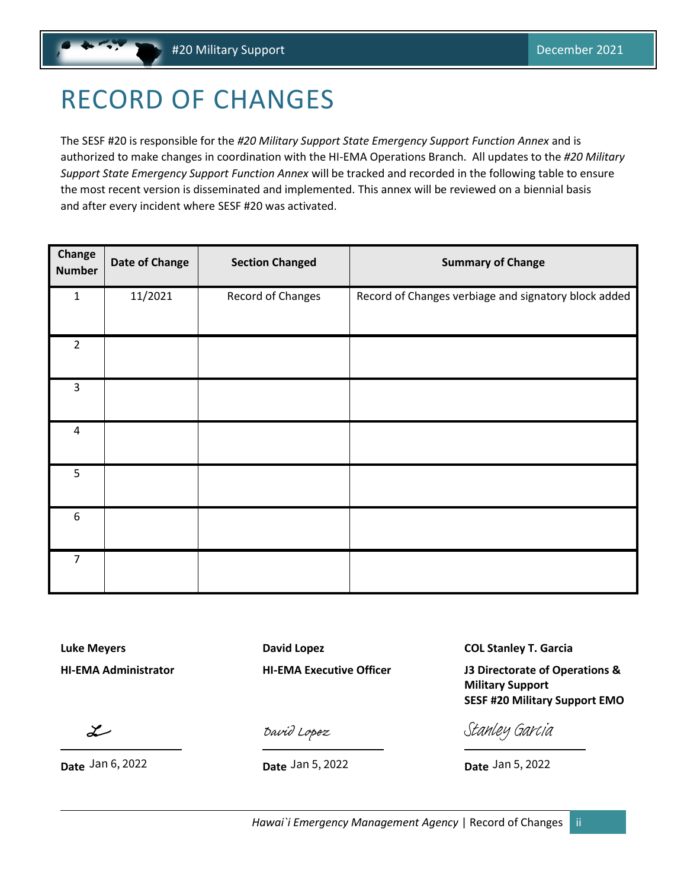# RECORD OF CHANGES

The SESF #20 is responsible for the *#20 Military Support State Emergency Support Function Annex* and is authorized to make changes in coordination with the HI-EMA Operations Branch. All updates to the *#20 Military Support State Emergency Support Function Annex* will be tracked and recorded in the following table to ensure the most recent version is disseminated and implemented. This annex will be reviewed on a biennial basis and after every incident where SESF #20 was activated.

| Change Number | Date of Change | Section Changed | Summary of Change |
|---|---|---|---|
| 1 | 11/2021 | Record of Changes | Record of Changes verbiage and signatory block added |
| 2 | | | |
| 3 | | | |
| 4 | | | |
| 5 | | | |
| 6 | | | |
| 7 | | | |

**Luke Meyers**
**HI-EMA Administrator**

L

**Date** Jan 6, 2022

**David Lopez**
**HI-EMA Executive Officer**

David Lopez

**Date** Jan 5, 2022

**COL Stanley T. Garcia**
**J3 Directorate of Operations & Military Support**
**SESF #20 Military Support EMO**

Stanley Garcia

**Date** Jan 5, 2022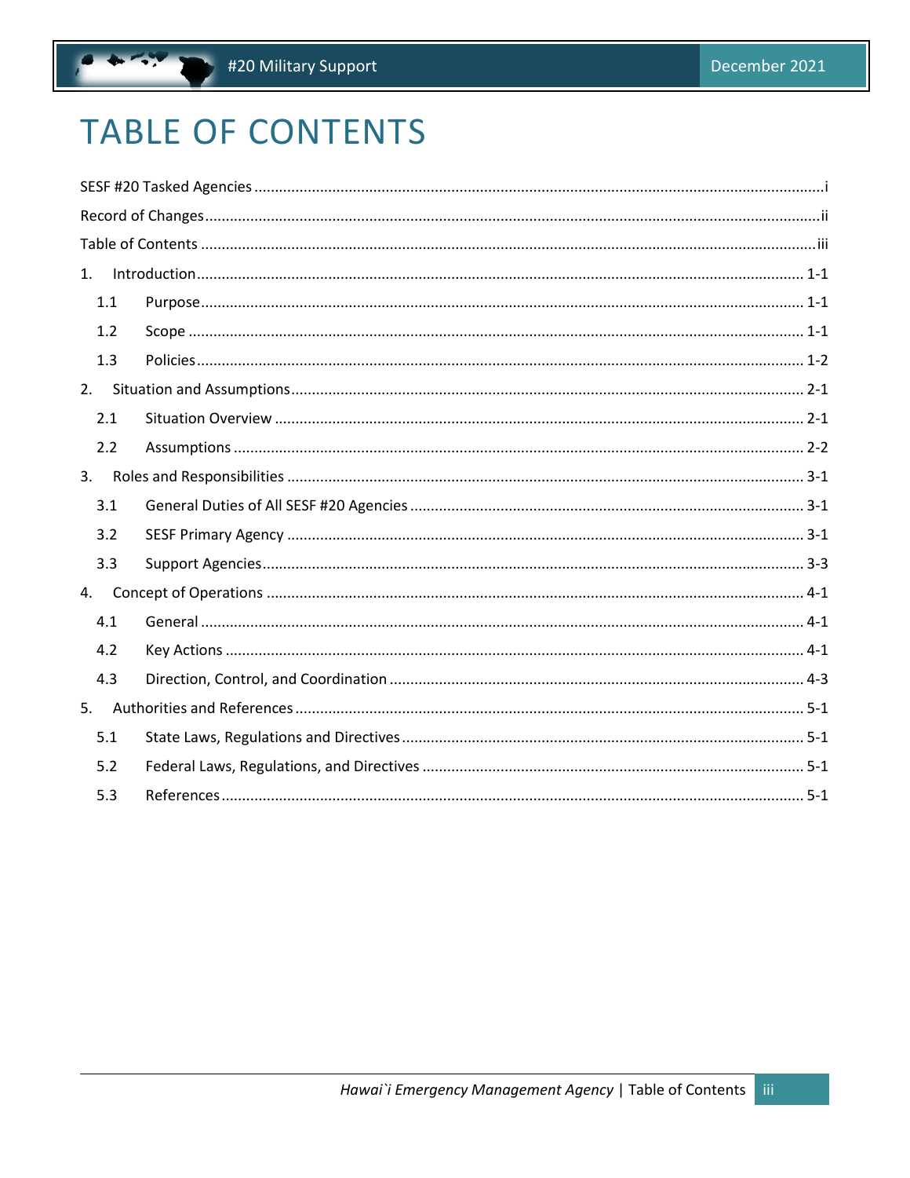# TABLE OF CONTENTS

SESF #20 Tasked Agencies ..... i

Record of Changes ..... ii

Table of Contents ..... iii

1. Introduction ..... 1-1
   - 1.1 Purpose ..... 1-1
   - 1.2 Scope ..... 1-1
   - 1.3 Policies ..... 1-2
2. Situation and Assumptions ..... 2-1
   - 2.1 Situation Overview ..... 2-1
   - 2.2 Assumptions ..... 2-2
3. Roles and Responsibilities ..... 3-1
   - 3.1 General Duties of All SESF #20 Agencies ..... 3-1
   - 3.2 SESF Primary Agency ..... 3-1
   - 3.3 Support Agencies ..... 3-3
4. Concept of Operations ..... 4-1
   - 4.1 General ..... 4-1
   - 4.2 Key Actions ..... 4-1
   - 4.3 Direction, Control, and Coordination ..... 4-3
5. Authorities and References ..... 5-1
   - 5.1 State Laws, Regulations and Directives ..... 5-1
   - 5.2 Federal Laws, Regulations, and Directives ..... 5-1
   - 5.3 References ..... 5-1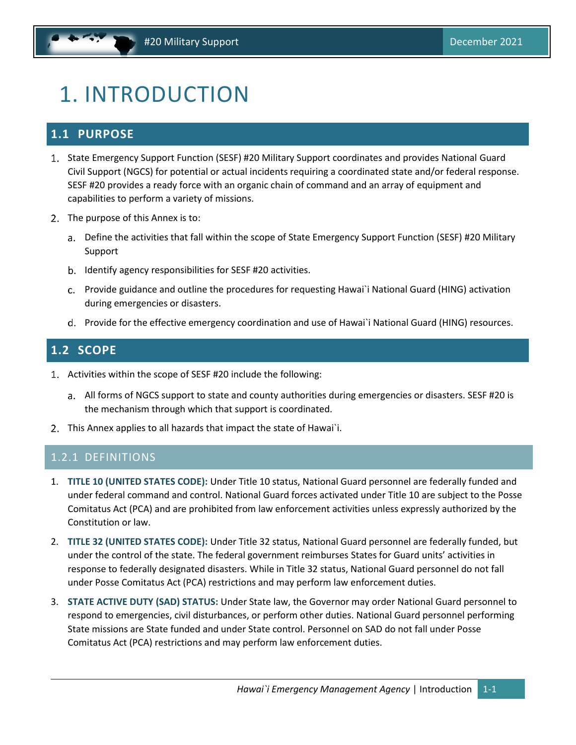# 1. INTRODUCTION

## 1.1 PURPOSE

1. State Emergency Support Function (SESF) #20 Military Support coordinates and provides National Guard Civil Support (NGCS) for potential or actual incidents requiring a coordinated state and/or federal response. SESF #20 provides a ready force with an organic chain of command and an array of equipment and capabilities to perform a variety of missions.
2. The purpose of this Annex is to:
   a. Define the activities that fall within the scope of State Emergency Support Function (SESF) #20 Military Support
   b. Identify agency responsibilities for SESF #20 activities.
   c. Provide guidance and outline the procedures for requesting Hawai`i National Guard (HING) activation during emergencies or disasters.
   d. Provide for the effective emergency coordination and use of Hawai`i National Guard (HING) resources.

## 1.2 SCOPE

1. Activities within the scope of SESF #20 include the following:
   a. All forms of NGCS support to state and county authorities during emergencies or disasters. SESF #20 is the mechanism through which that support is coordinated.
2. This Annex applies to all hazards that impact the state of Hawai`i.

### 1.2.1 DEFINITIONS

1. **TITLE 10 (UNITED STATES CODE):** Under Title 10 status, National Guard personnel are federally funded and under federal command and control. National Guard forces activated under Title 10 are subject to the Posse Comitatus Act (PCA) and are prohibited from law enforcement activities unless expressly authorized by the Constitution or law.
2. **TITLE 32 (UNITED STATES CODE):** Under Title 32 status, National Guard personnel are federally funded, but under the control of the state. The federal government reimburses States for Guard units' activities in response to federally designated disasters. While in Title 32 status, National Guard personnel do not fall under Posse Comitatus Act (PCA) restrictions and may perform law enforcement duties.
3. **STATE ACTIVE DUTY (SAD) STATUS:** Under State law, the Governor may order National Guard personnel to respond to emergencies, civil disturbances, or perform other duties. National Guard personnel performing State missions are State funded and under State control. Personnel on SAD do not fall under Posse Comitatus Act (PCA) restrictions and may perform law enforcement duties.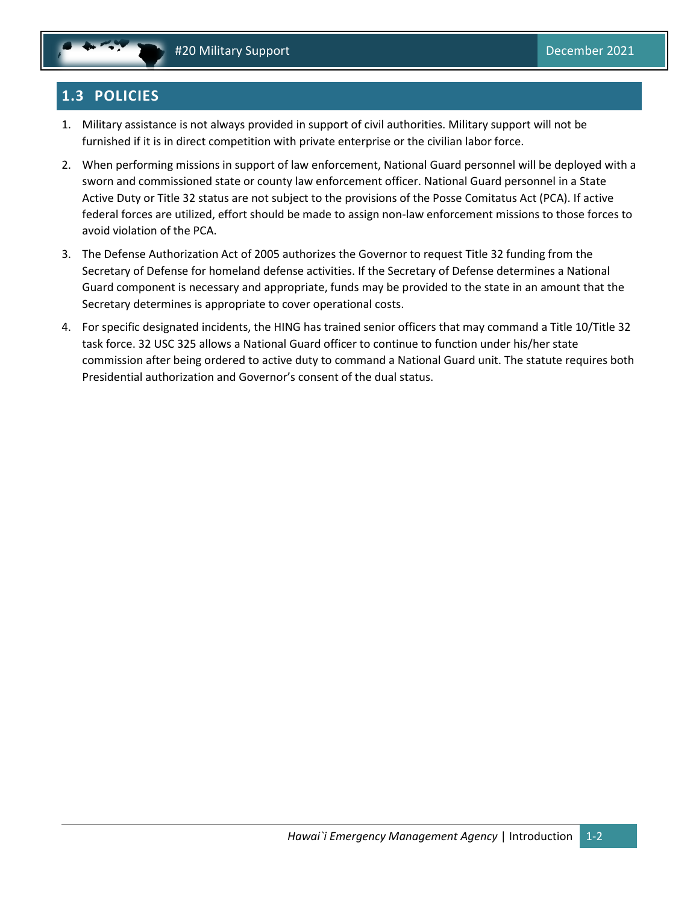## 1.3 POLICIES

1. Military assistance is not always provided in support of civil authorities. Military support will not be furnished if it is in direct competition with private enterprise or the civilian labor force.
2. When performing missions in support of law enforcement, National Guard personnel will be deployed with a sworn and commissioned state or county law enforcement officer. National Guard personnel in a State Active Duty or Title 32 status are not subject to the provisions of the Posse Comitatus Act (PCA). If active federal forces are utilized, effort should be made to assign non-law enforcement missions to those forces to avoid violation of the PCA.
3. The Defense Authorization Act of 2005 authorizes the Governor to request Title 32 funding from the Secretary of Defense for homeland defense activities. If the Secretary of Defense determines a National Guard component is necessary and appropriate, funds may be provided to the state in an amount that the Secretary determines is appropriate to cover operational costs.
4. For specific designated incidents, the HING has trained senior officers that may command a Title 10/Title 32 task force. 32 USC 325 allows a National Guard officer to continue to function under his/her state commission after being ordered to active duty to command a National Guard unit. The statute requires both Presidential authorization and Governor's consent of the dual status.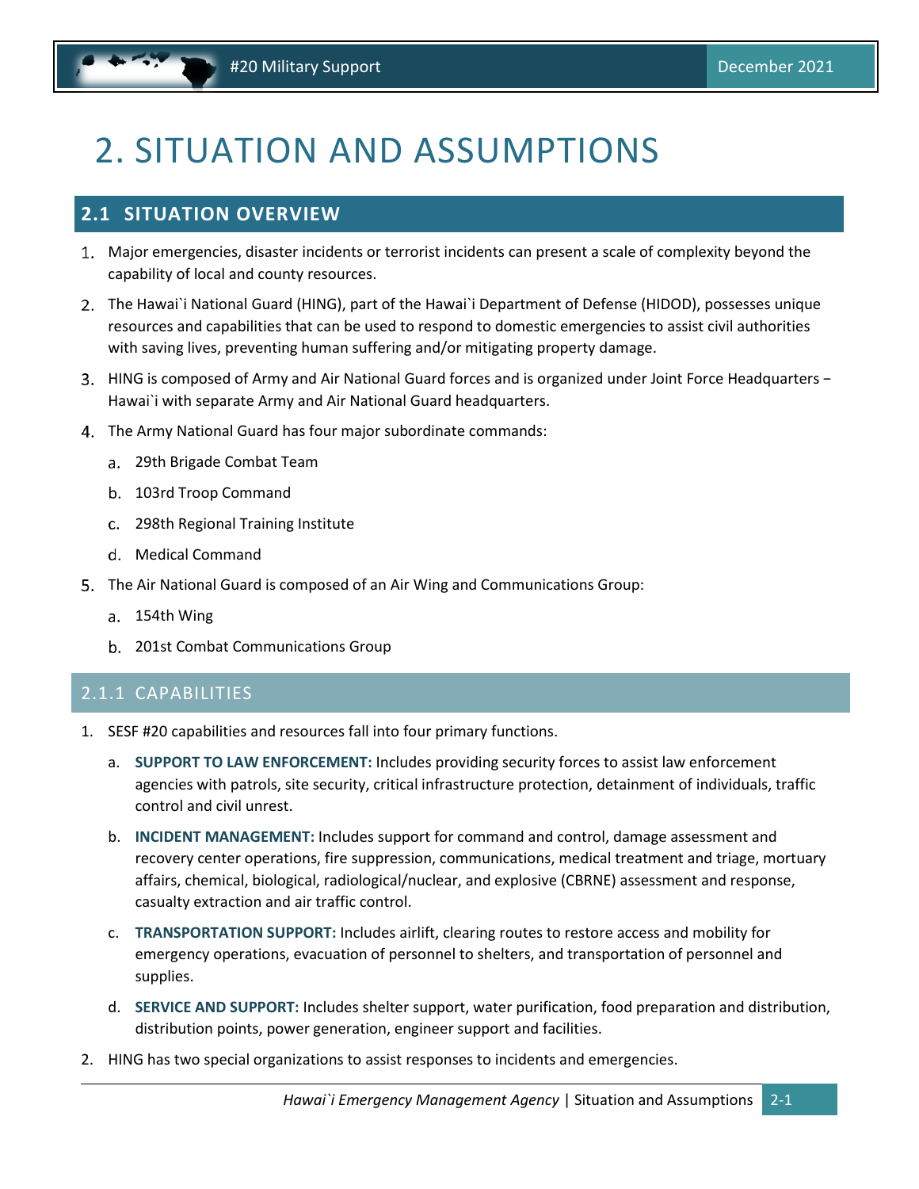# 2. SITUATION AND ASSUMPTIONS

## 2.1 SITUATION OVERVIEW

1. Major emergencies, disaster incidents or terrorist incidents can present a scale of complexity beyond the capability of local and county resources.
2. The Hawai`i National Guard (HING), part of the Hawai`i Department of Defense (HIDOD), possesses unique resources and capabilities that can be used to respond to domestic emergencies to assist civil authorities with saving lives, preventing human suffering and/or mitigating property damage.
3. HING is composed of Army and Air National Guard forces and is organized under Joint Force Headquarters − Hawai`i with separate Army and Air National Guard headquarters.
4. The Army National Guard has four major subordinate commands:
   a. 29th Brigade Combat Team
   b. 103rd Troop Command
   c. 298th Regional Training Institute
   d. Medical Command
5. The Air National Guard is composed of an Air Wing and Communications Group:
   a. 154th Wing
   b. 201st Combat Communications Group

### 2.1.1 CAPABILITIES

1. SESF #20 capabilities and resources fall into four primary functions.
   a. **SUPPORT TO LAW ENFORCEMENT:** Includes providing security forces to assist law enforcement agencies with patrols, site security, critical infrastructure protection, detainment of individuals, traffic control and civil unrest.
   b. **INCIDENT MANAGEMENT:** Includes support for command and control, damage assessment and recovery center operations, fire suppression, communications, medical treatment and triage, mortuary affairs, chemical, biological, radiological/nuclear, and explosive (CBRNE) assessment and response, casualty extraction and air traffic control.
   c. **TRANSPORTATION SUPPORT:** Includes airlift, clearing routes to restore access and mobility for emergency operations, evacuation of personnel to shelters, and transportation of personnel and supplies.
   d. **SERVICE AND SUPPORT:** Includes shelter support, water purification, food preparation and distribution, distribution points, power generation, engineer support and facilities.
2. HING has two special organizations to assist responses to incidents and emergencies.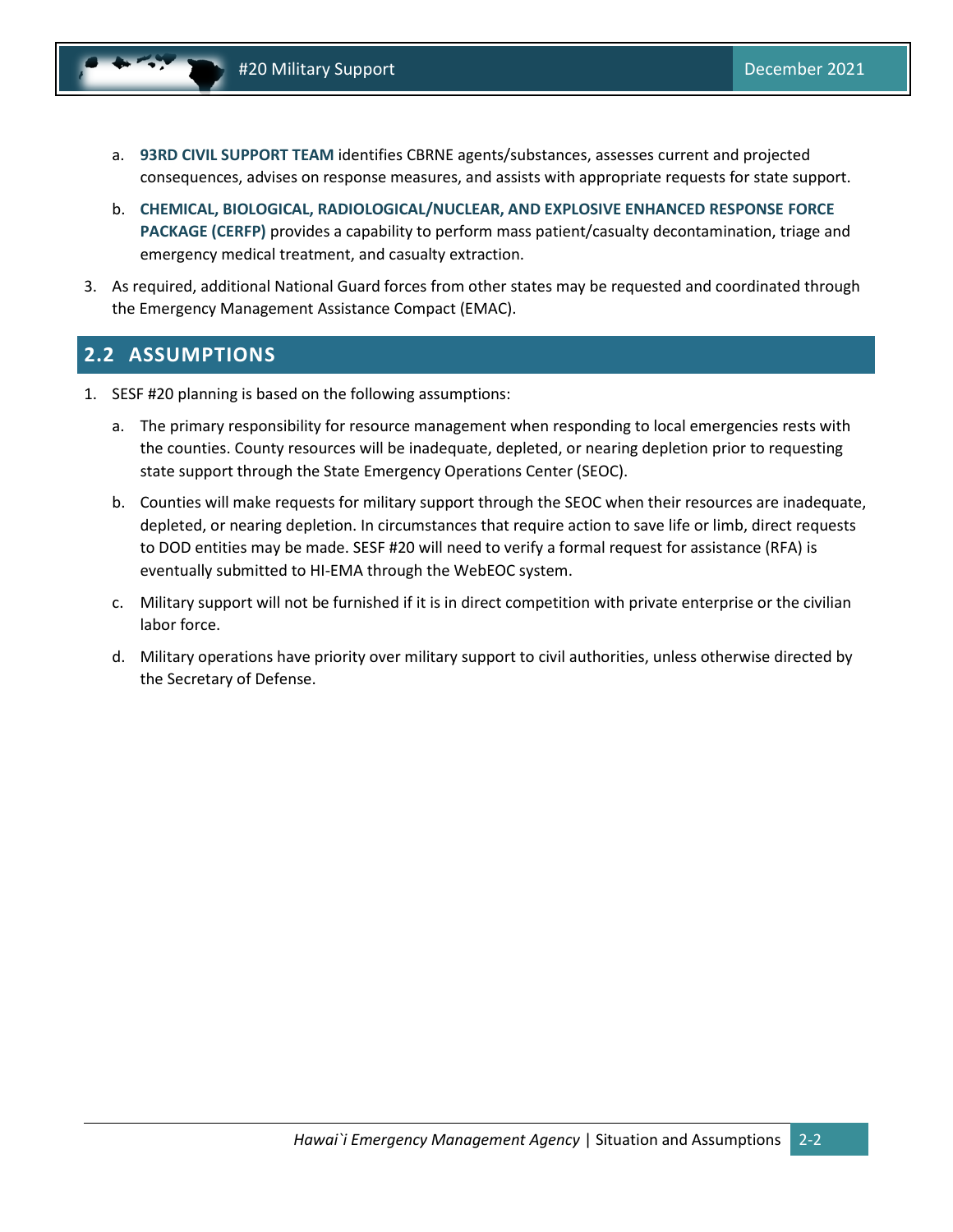a. **93RD CIVIL SUPPORT TEAM** identifies CBRNE agents/substances, assesses current and projected consequences, advises on response measures, and assists with appropriate requests for state support.

b. **CHEMICAL, BIOLOGICAL, RADIOLOGICAL/NUCLEAR, AND EXPLOSIVE ENHANCED RESPONSE FORCE PACKAGE (CERFP)** provides a capability to perform mass patient/casualty decontamination, triage and emergency medical treatment, and casualty extraction.

3. As required, additional National Guard forces from other states may be requested and coordinated through the Emergency Management Assistance Compact (EMAC).

## 2.2 ASSUMPTIONS

1. SESF #20 planning is based on the following assumptions:

   a. The primary responsibility for resource management when responding to local emergencies rests with the counties. County resources will be inadequate, depleted, or nearing depletion prior to requesting state support through the State Emergency Operations Center (SEOC).

   b. Counties will make requests for military support through the SEOC when their resources are inadequate, depleted, or nearing depletion. In circumstances that require action to save life or limb, direct requests to DOD entities may be made. SESF #20 will need to verify a formal request for assistance (RFA) is eventually submitted to HI-EMA through the WebEOC system.

   c. Military support will not be furnished if it is in direct competition with private enterprise or the civilian labor force.

   d. Military operations have priority over military support to civil authorities, unless otherwise directed by the Secretary of Defense.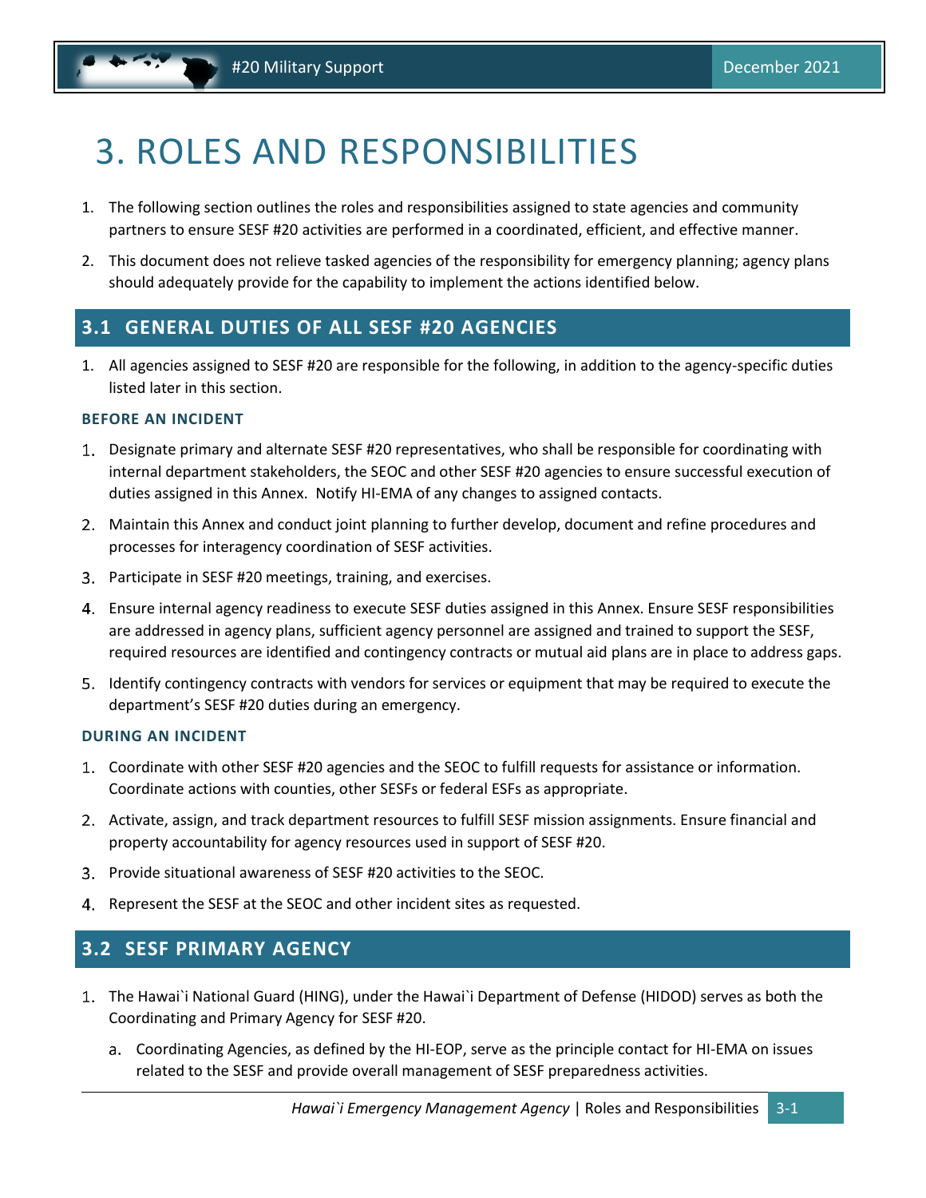# 3. ROLES AND RESPONSIBILITIES

1. The following section outlines the roles and responsibilities assigned to state agencies and community partners to ensure SESF #20 activities are performed in a coordinated, efficient, and effective manner.
2. This document does not relieve tasked agencies of the responsibility for emergency planning; agency plans should adequately provide for the capability to implement the actions identified below.

## 3.1 GENERAL DUTIES OF ALL SESF #20 AGENCIES

1. All agencies assigned to SESF #20 are responsible for the following, in addition to the agency-specific duties listed later in this section.

### BEFORE AN INCIDENT

1. Designate primary and alternate SESF #20 representatives, who shall be responsible for coordinating with internal department stakeholders, the SEOC and other SESF #20 agencies to ensure successful execution of duties assigned in this Annex. Notify HI-EMA of any changes to assigned contacts.
2. Maintain this Annex and conduct joint planning to further develop, document and refine procedures and processes for interagency coordination of SESF activities.
3. Participate in SESF #20 meetings, training, and exercises.
4. Ensure internal agency readiness to execute SESF duties assigned in this Annex. Ensure SESF responsibilities are addressed in agency plans, sufficient agency personnel are assigned and trained to support the SESF, required resources are identified and contingency contracts or mutual aid plans are in place to address gaps.
5. Identify contingency contracts with vendors for services or equipment that may be required to execute the department's SESF #20 duties during an emergency.

### DURING AN INCIDENT

1. Coordinate with other SESF #20 agencies and the SEOC to fulfill requests for assistance or information. Coordinate actions with counties, other SESFs or federal ESFs as appropriate.
2. Activate, assign, and track department resources to fulfill SESF mission assignments. Ensure financial and property accountability for agency resources used in support of SESF #20.
3. Provide situational awareness of SESF #20 activities to the SEOC.
4. Represent the SESF at the SEOC and other incident sites as requested.

## 3.2 SESF PRIMARY AGENCY

1. The Hawai`i National Guard (HING), under the Hawai`i Department of Defense (HIDOD) serves as both the Coordinating and Primary Agency for SESF #20.
   a. Coordinating Agencies, as defined by the HI-EOP, serve as the principle contact for HI-EMA on issues related to the SESF and provide overall management of SESF preparedness activities.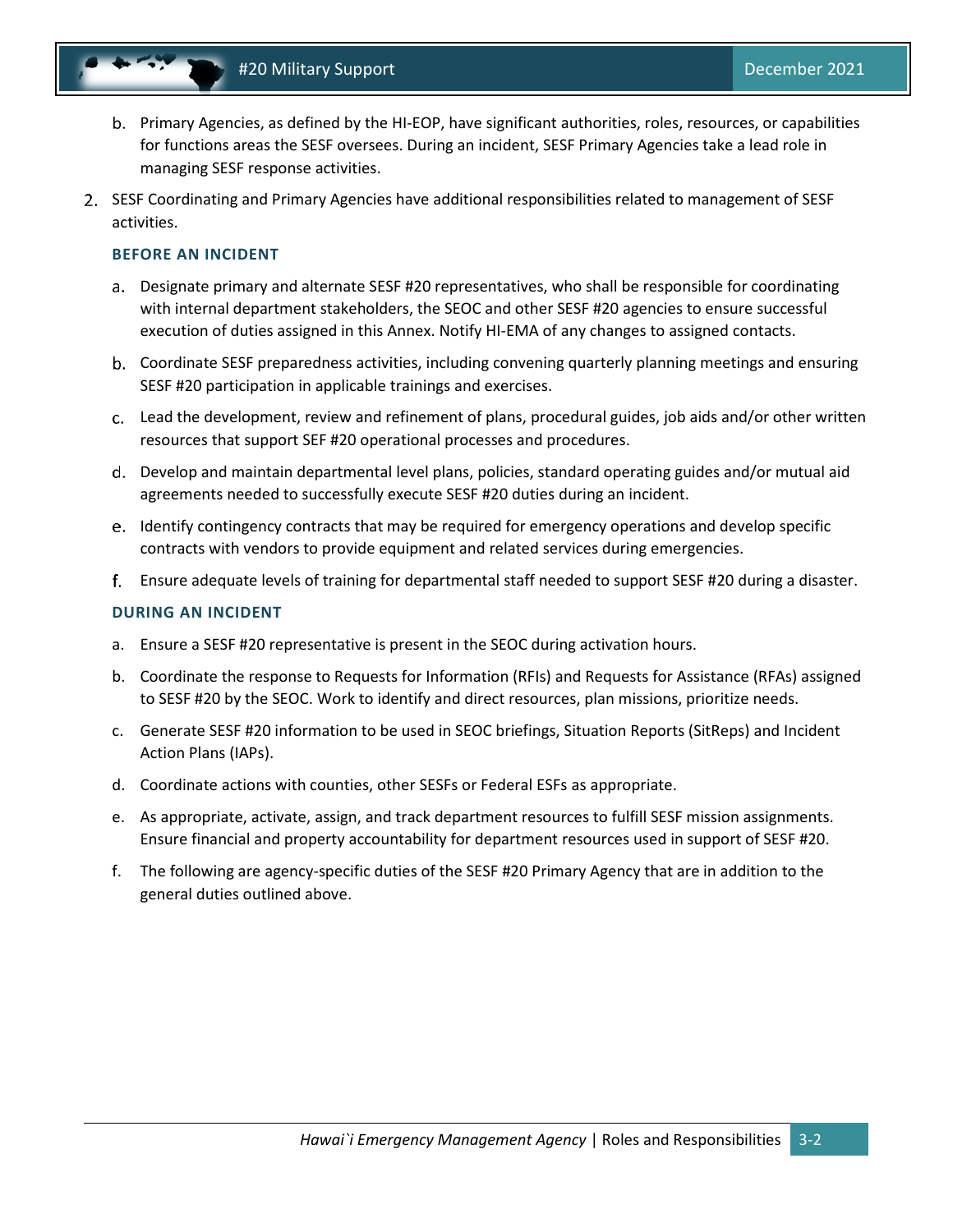b. Primary Agencies, as defined by the HI-EOP, have significant authorities, roles, resources, or capabilities for functions areas the SESF oversees. During an incident, SESF Primary Agencies take a lead role in managing SESF response activities.

2. SESF Coordinating and Primary Agencies have additional responsibilities related to management of SESF activities.

### BEFORE AN INCIDENT

a. Designate primary and alternate SESF #20 representatives, who shall be responsible for coordinating with internal department stakeholders, the SEOC and other SESF #20 agencies to ensure successful execution of duties assigned in this Annex. Notify HI-EMA of any changes to assigned contacts.

b. Coordinate SESF preparedness activities, including convening quarterly planning meetings and ensuring SESF #20 participation in applicable trainings and exercises.

c. Lead the development, review and refinement of plans, procedural guides, job aids and/or other written resources that support SEF #20 operational processes and procedures.

d. Develop and maintain departmental level plans, policies, standard operating guides and/or mutual aid agreements needed to successfully execute SESF #20 duties during an incident.

e. Identify contingency contracts that may be required for emergency operations and develop specific contracts with vendors to provide equipment and related services during emergencies.

f. Ensure adequate levels of training for departmental staff needed to support SESF #20 during a disaster.

### DURING AN INCIDENT

a. Ensure a SESF #20 representative is present in the SEOC during activation hours.

b. Coordinate the response to Requests for Information (RFIs) and Requests for Assistance (RFAs) assigned to SESF #20 by the SEOC. Work to identify and direct resources, plan missions, prioritize needs.

c. Generate SESF #20 information to be used in SEOC briefings, Situation Reports (SitReps) and Incident Action Plans (IAPs).

d. Coordinate actions with counties, other SESFs or Federal ESFs as appropriate.

e. As appropriate, activate, assign, and track department resources to fulfill SESF mission assignments. Ensure financial and property accountability for department resources used in support of SESF #20.

f. The following are agency-specific duties of the SESF #20 Primary Agency that are in addition to the general duties outlined above.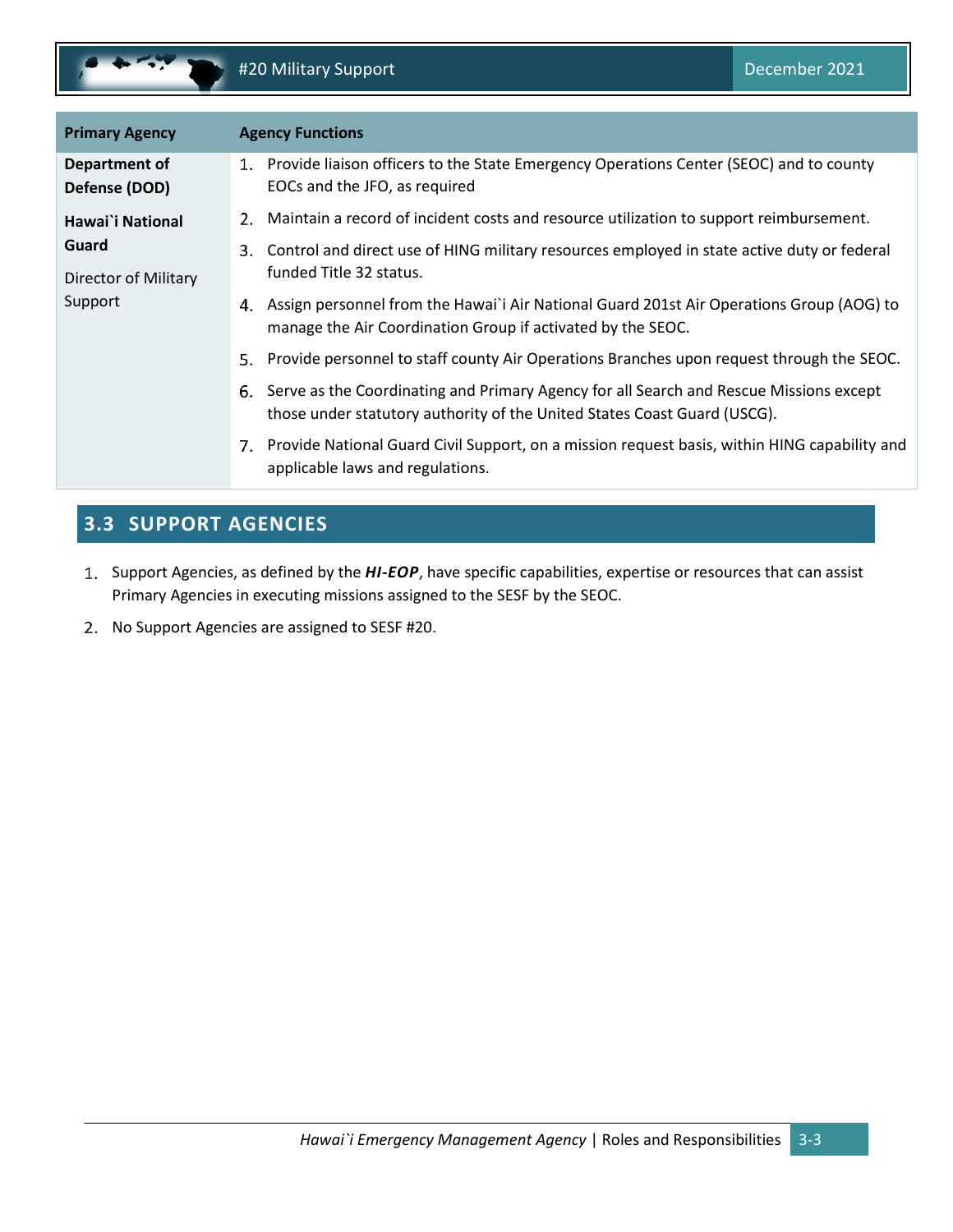| Primary Agency | Agency Functions |
| --- | --- |
| **Department of Defense (DOD)**<br><br>**Hawai`i National Guard**<br><br>Director of Military Support | 1. Provide liaison officers to the State Emergency Operations Center (SEOC) and to county EOCs and the JFO, as required<br>2. Maintain a record of incident costs and resource utilization to support reimbursement.<br>3. Control and direct use of HING military resources employed in state active duty or federal funded Title 32 status.<br>4. Assign personnel from the Hawai`i Air National Guard 201st Air Operations Group (AOG) to manage the Air Coordination Group if activated by the SEOC.<br>5. Provide personnel to staff county Air Operations Branches upon request through the SEOC.<br>6. Serve as the Coordinating and Primary Agency for all Search and Rescue Missions except those under statutory authority of the United States Coast Guard (USCG).<br>7. Provide National Guard Civil Support, on a mission request basis, within HING capability and applicable laws and regulations. |

## 3.3 SUPPORT AGENCIES

1. Support Agencies, as defined by the ***HI-EOP***, have specific capabilities, expertise or resources that can assist Primary Agencies in executing missions assigned to the SESF by the SEOC.
2. No Support Agencies are assigned to SESF #20.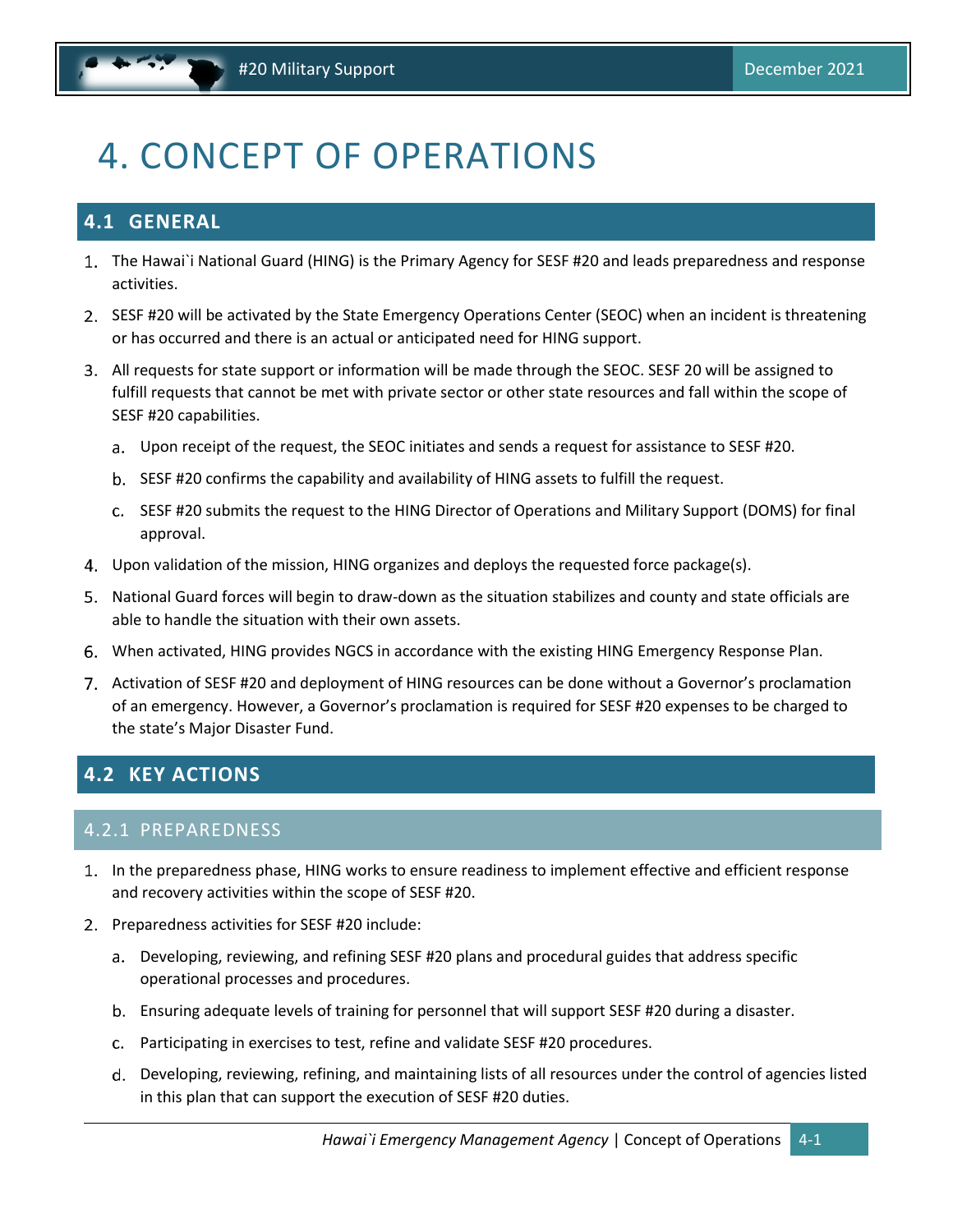# 4. CONCEPT OF OPERATIONS

## 4.1 GENERAL

1. The Hawai`i National Guard (HING) is the Primary Agency for SESF #20 and leads preparedness and response activities.
2. SESF #20 will be activated by the State Emergency Operations Center (SEOC) when an incident is threatening or has occurred and there is an actual or anticipated need for HING support.
3. All requests for state support or information will be made through the SEOC. SESF 20 will be assigned to fulfill requests that cannot be met with private sector or other state resources and fall within the scope of SESF #20 capabilities.
   a. Upon receipt of the request, the SEOC initiates and sends a request for assistance to SESF #20.
   b. SESF #20 confirms the capability and availability of HING assets to fulfill the request.
   c. SESF #20 submits the request to the HING Director of Operations and Military Support (DOMS) for final approval.
4. Upon validation of the mission, HING organizes and deploys the requested force package(s).
5. National Guard forces will begin to draw-down as the situation stabilizes and county and state officials are able to handle the situation with their own assets.
6. When activated, HING provides NGCS in accordance with the existing HING Emergency Response Plan.
7. Activation of SESF #20 and deployment of HING resources can be done without a Governor's proclamation of an emergency. However, a Governor's proclamation is required for SESF #20 expenses to be charged to the state's Major Disaster Fund.

## 4.2 KEY ACTIONS

### 4.2.1 PREPAREDNESS

1. In the preparedness phase, HING works to ensure readiness to implement effective and efficient response and recovery activities within the scope of SESF #20.
2. Preparedness activities for SESF #20 include:
   a. Developing, reviewing, and refining SESF #20 plans and procedural guides that address specific operational processes and procedures.
   b. Ensuring adequate levels of training for personnel that will support SESF #20 during a disaster.
   c. Participating in exercises to test, refine and validate SESF #20 procedures.
   d. Developing, reviewing, refining, and maintaining lists of all resources under the control of agencies listed in this plan that can support the execution of SESF #20 duties.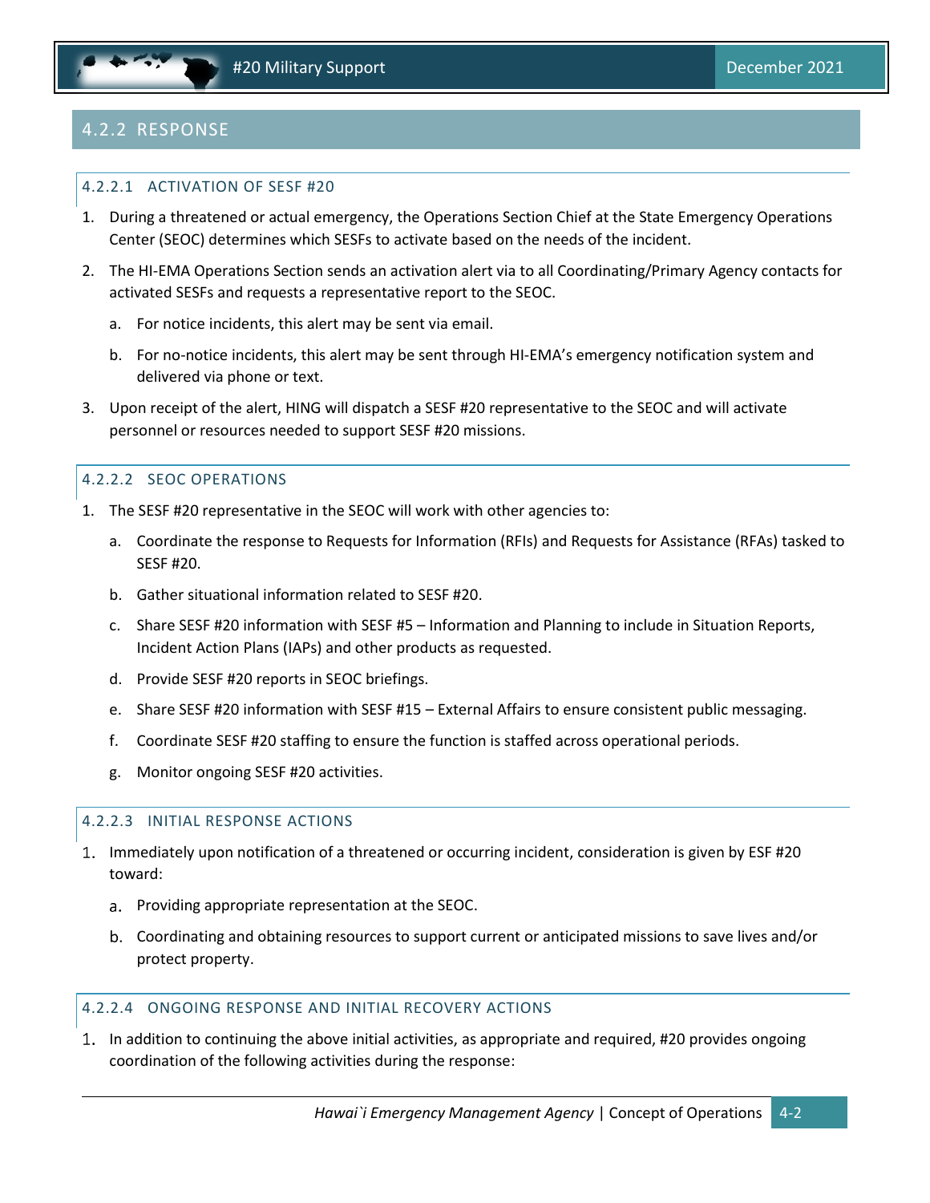## 4.2.2 RESPONSE

### 4.2.2.1 ACTIVATION OF SESF #20

1. During a threatened or actual emergency, the Operations Section Chief at the State Emergency Operations Center (SEOC) determines which SESFs to activate based on the needs of the incident.
2. The HI-EMA Operations Section sends an activation alert via to all Coordinating/Primary Agency contacts for activated SESFs and requests a representative report to the SEOC.
   a. For notice incidents, this alert may be sent via email.
   b. For no-notice incidents, this alert may be sent through HI-EMA's emergency notification system and delivered via phone or text.
3. Upon receipt of the alert, HING will dispatch a SESF #20 representative to the SEOC and will activate personnel or resources needed to support SESF #20 missions.

### 4.2.2.2 SEOC OPERATIONS

1. The SESF #20 representative in the SEOC will work with other agencies to:
   a. Coordinate the response to Requests for Information (RFIs) and Requests for Assistance (RFAs) tasked to SESF #20.
   b. Gather situational information related to SESF #20.
   c. Share SESF #20 information with SESF #5 – Information and Planning to include in Situation Reports, Incident Action Plans (IAPs) and other products as requested.
   d. Provide SESF #20 reports in SEOC briefings.
   e. Share SESF #20 information with SESF #15 – External Affairs to ensure consistent public messaging.
   f. Coordinate SESF #20 staffing to ensure the function is staffed across operational periods.
   g. Monitor ongoing SESF #20 activities.

### 4.2.2.3 INITIAL RESPONSE ACTIONS

1. Immediately upon notification of a threatened or occurring incident, consideration is given by ESF #20 toward:
   a. Providing appropriate representation at the SEOC.
   b. Coordinating and obtaining resources to support current or anticipated missions to save lives and/or protect property.

### 4.2.2.4 ONGOING RESPONSE AND INITIAL RECOVERY ACTIONS

1. In addition to continuing the above initial activities, as appropriate and required, #20 provides ongoing coordination of the following activities during the response: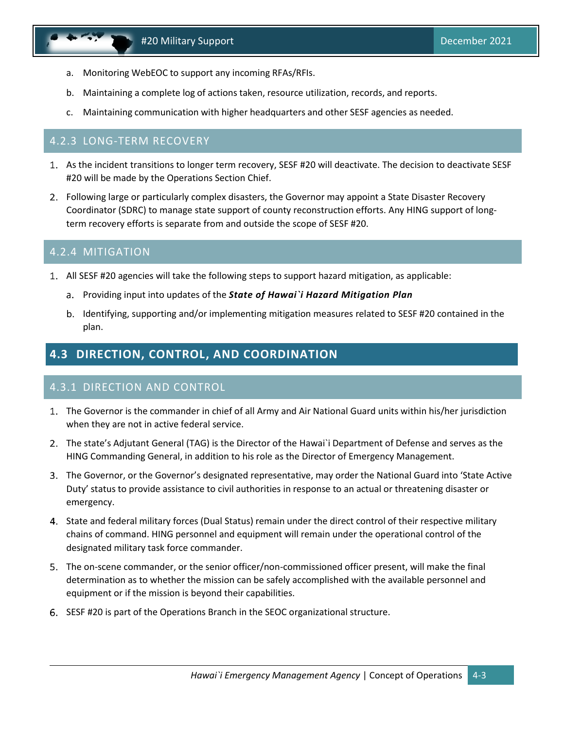a. Monitoring WebEOC to support any incoming RFAs/RFIs.

b. Maintaining a complete log of actions taken, resource utilization, records, and reports.

c. Maintaining communication with higher headquarters and other SESF agencies as needed.

### 4.2.3 LONG-TERM RECOVERY

1. As the incident transitions to longer term recovery, SESF #20 will deactivate. The decision to deactivate SESF #20 will be made by the Operations Section Chief.
2. Following large or particularly complex disasters, the Governor may appoint a State Disaster Recovery Coordinator (SDRC) to manage state support of county reconstruction efforts. Any HING support of long-term recovery efforts is separate from and outside the scope of SESF #20.

### 4.2.4 MITIGATION

1. All SESF #20 agencies will take the following steps to support hazard mitigation, as applicable:
   a. Providing input into updates of the ***State of Hawai`i Hazard Mitigation Plan***
   b. Identifying, supporting and/or implementing mitigation measures related to SESF #20 contained in the plan.

## 4.3 DIRECTION, CONTROL, AND COORDINATION

### 4.3.1 DIRECTION AND CONTROL

1. The Governor is the commander in chief of all Army and Air National Guard units within his/her jurisdiction when they are not in active federal service.
2. The state's Adjutant General (TAG) is the Director of the Hawai`i Department of Defense and serves as the HING Commanding General, in addition to his role as the Director of Emergency Management.
3. The Governor, or the Governor's designated representative, may order the National Guard into 'State Active Duty' status to provide assistance to civil authorities in response to an actual or threatening disaster or emergency.
4. State and federal military forces (Dual Status) remain under the direct control of their respective military chains of command. HING personnel and equipment will remain under the operational control of the designated military task force commander.
5. The on-scene commander, or the senior officer/non-commissioned officer present, will make the final determination as to whether the mission can be safely accomplished with the available personnel and equipment or if the mission is beyond their capabilities.
6. SESF #20 is part of the Operations Branch in the SEOC organizational structure.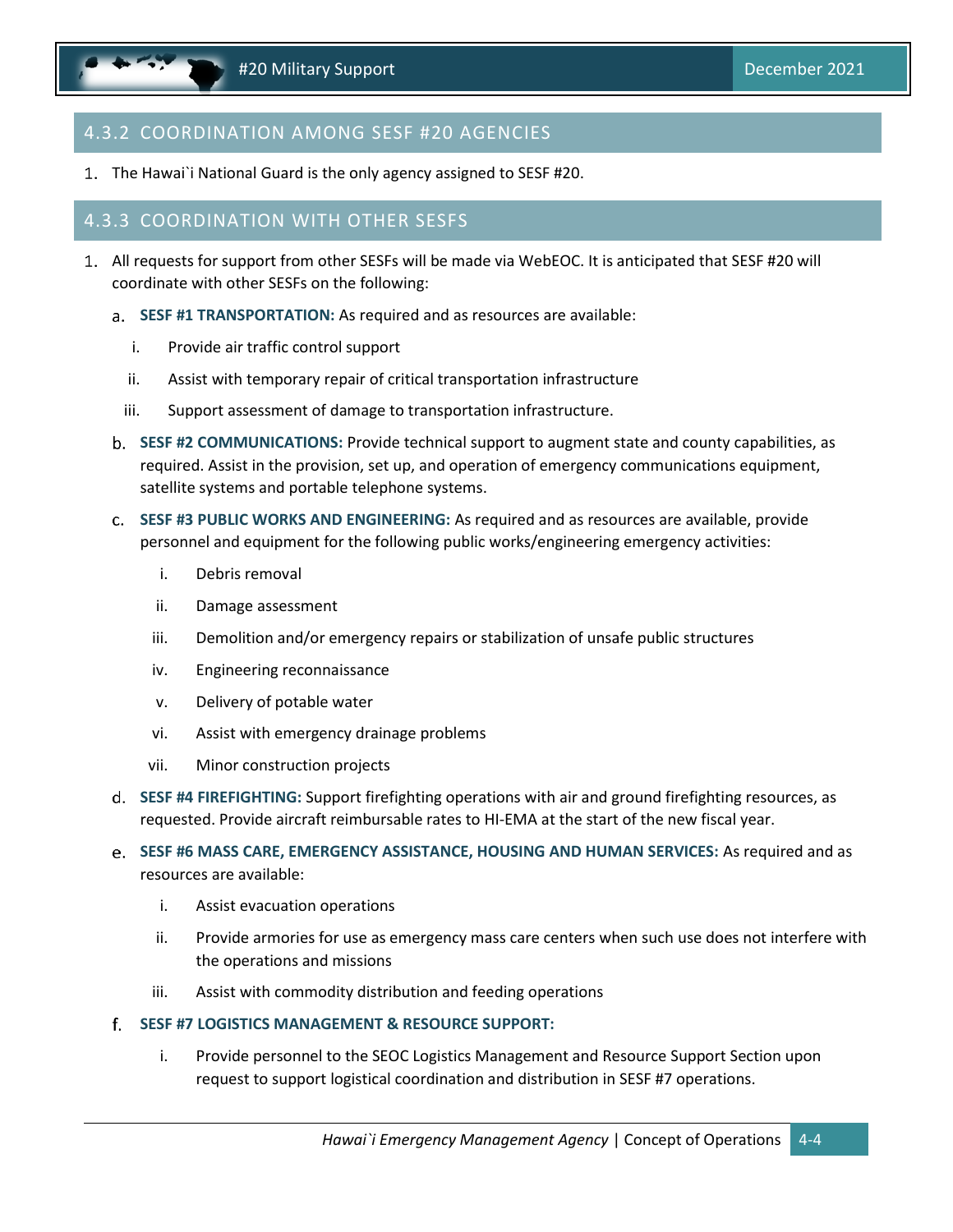### 4.3.2 COORDINATION AMONG SESF #20 AGENCIES

1. The Hawai`i National Guard is the only agency assigned to SESF #20.

### 4.3.3 COORDINATION WITH OTHER SESFS

1. All requests for support from other SESFs will be made via WebEOC. It is anticipated that SESF #20 will coordinate with other SESFs on the following:

   a. **SESF #1 TRANSPORTATION:** As required and as resources are available:

      i. Provide air traffic control support

      ii. Assist with temporary repair of critical transportation infrastructure

      iii. Support assessment of damage to transportation infrastructure.

   b. **SESF #2 COMMUNICATIONS:** Provide technical support to augment state and county capabilities, as required. Assist in the provision, set up, and operation of emergency communications equipment, satellite systems and portable telephone systems.

   c. **SESF #3 PUBLIC WORKS AND ENGINEERING:** As required and as resources are available, provide personnel and equipment for the following public works/engineering emergency activities:

      i. Debris removal

      ii. Damage assessment

      iii. Demolition and/or emergency repairs or stabilization of unsafe public structures

      iv. Engineering reconnaissance

      v. Delivery of potable water

      vi. Assist with emergency drainage problems

      vii. Minor construction projects

   d. **SESF #4 FIREFIGHTING:** Support firefighting operations with air and ground firefighting resources, as requested. Provide aircraft reimbursable rates to HI-EMA at the start of the new fiscal year.

   e. **SESF #6 MASS CARE, EMERGENCY ASSISTANCE, HOUSING AND HUMAN SERVICES:** As required and as resources are available:

      i. Assist evacuation operations

      ii. Provide armories for use as emergency mass care centers when such use does not interfere with the operations and missions

      iii. Assist with commodity distribution and feeding operations

   f. **SESF #7 LOGISTICS MANAGEMENT & RESOURCE SUPPORT:**

      i. Provide personnel to the SEOC Logistics Management and Resource Support Section upon request to support logistical coordination and distribution in SESF #7 operations.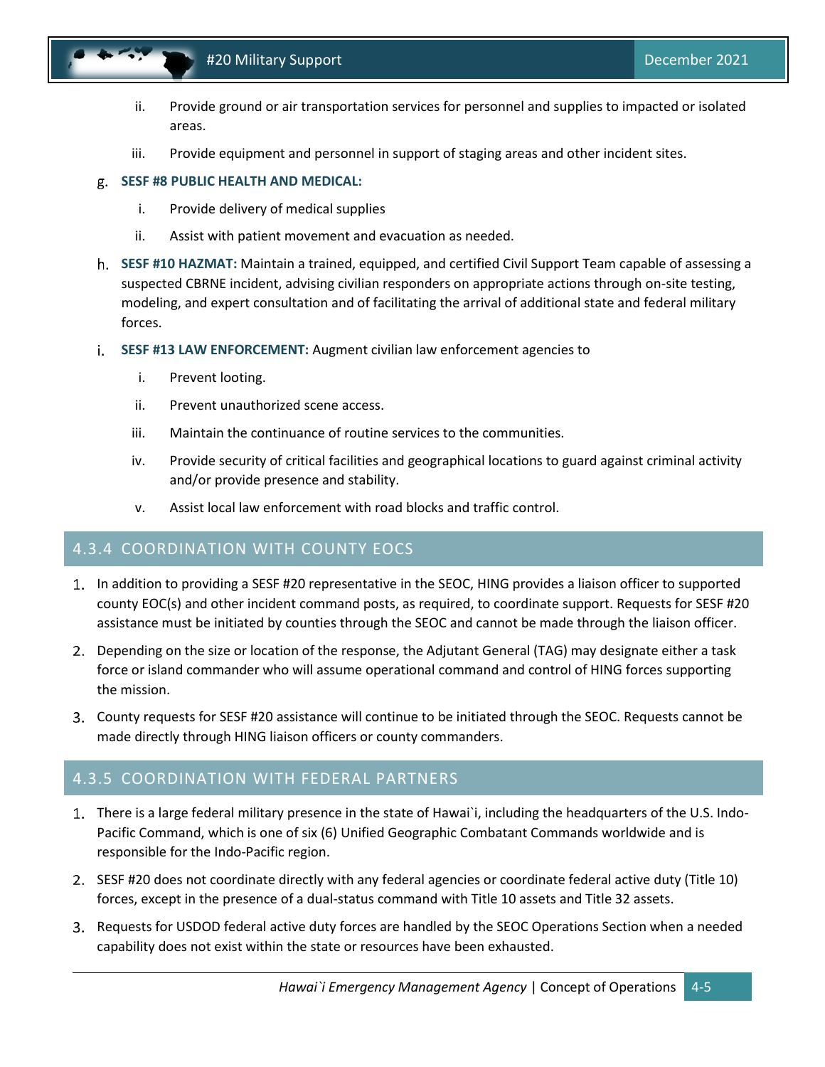ii. Provide ground or air transportation services for personnel and supplies to impacted or isolated areas.

   iii. Provide equipment and personnel in support of staging areas and other incident sites.

g. **SESF #8 PUBLIC HEALTH AND MEDICAL:**

   i. Provide delivery of medical supplies

   ii. Assist with patient movement and evacuation as needed.

h. **SESF #10 HAZMAT:** Maintain a trained, equipped, and certified Civil Support Team capable of assessing a suspected CBRNE incident, advising civilian responders on appropriate actions through on-site testing, modeling, and expert consultation and of facilitating the arrival of additional state and federal military forces.

i. **SESF #13 LAW ENFORCEMENT:** Augment civilian law enforcement agencies to

   i. Prevent looting.

   ii. Prevent unauthorized scene access.

   iii. Maintain the continuance of routine services to the communities.

   iv. Provide security of critical facilities and geographical locations to guard against criminal activity and/or provide presence and stability.

   v. Assist local law enforcement with road blocks and traffic control.

## 4.3.4 COORDINATION WITH COUNTY EOCS

1. In addition to providing a SESF #20 representative in the SEOC, HING provides a liaison officer to supported county EOC(s) and other incident command posts, as required, to coordinate support. Requests for SESF #20 assistance must be initiated by counties through the SEOC and cannot be made through the liaison officer.
2. Depending on the size or location of the response, the Adjutant General (TAG) may designate either a task force or island commander who will assume operational command and control of HING forces supporting the mission.
3. County requests for SESF #20 assistance will continue to be initiated through the SEOC. Requests cannot be made directly through HING liaison officers or county commanders.

## 4.3.5 COORDINATION WITH FEDERAL PARTNERS

1. There is a large federal military presence in the state of Hawai`i, including the headquarters of the U.S. Indo-Pacific Command, which is one of six (6) Unified Geographic Combatant Commands worldwide and is responsible for the Indo-Pacific region.
2. SESF #20 does not coordinate directly with any federal agencies or coordinate federal active duty (Title 10) forces, except in the presence of a dual-status command with Title 10 assets and Title 32 assets.
3. Requests for USDOD federal active duty forces are handled by the SEOC Operations Section when a needed capability does not exist within the state or resources have been exhausted.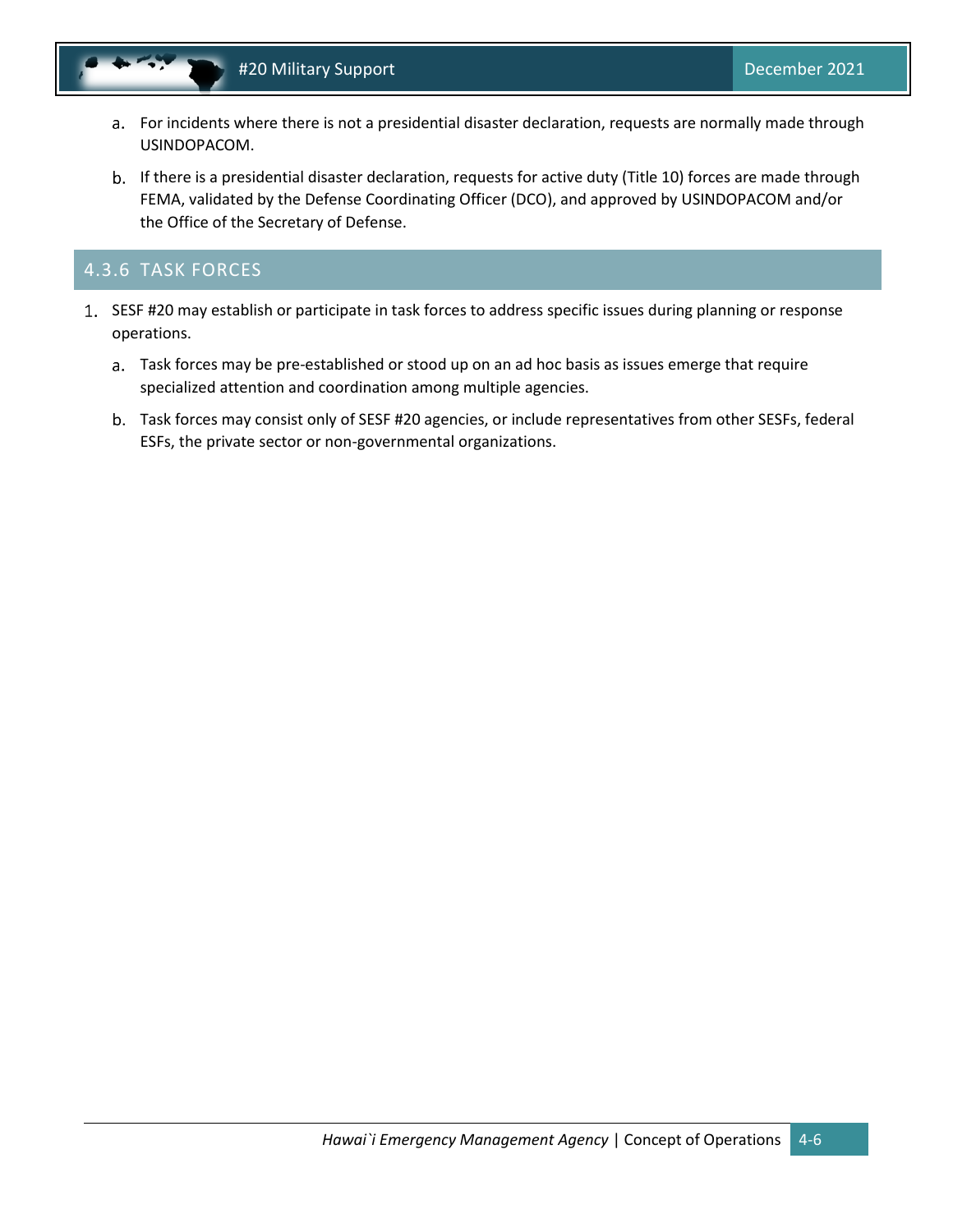a. For incidents where there is not a presidential disaster declaration, requests are normally made through USINDOPACOM.

b. If there is a presidential disaster declaration, requests for active duty (Title 10) forces are made through FEMA, validated by the Defense Coordinating Officer (DCO), and approved by USINDOPACOM and/or the Office of the Secretary of Defense.

### 4.3.6 TASK FORCES

1. SESF #20 may establish or participate in task forces to address specific issues during planning or response operations.

   a. Task forces may be pre-established or stood up on an ad hoc basis as issues emerge that require specialized attention and coordination among multiple agencies.

   b. Task forces may consist only of SESF #20 agencies, or include representatives from other SESFs, federal ESFs, the private sector or non-governmental organizations.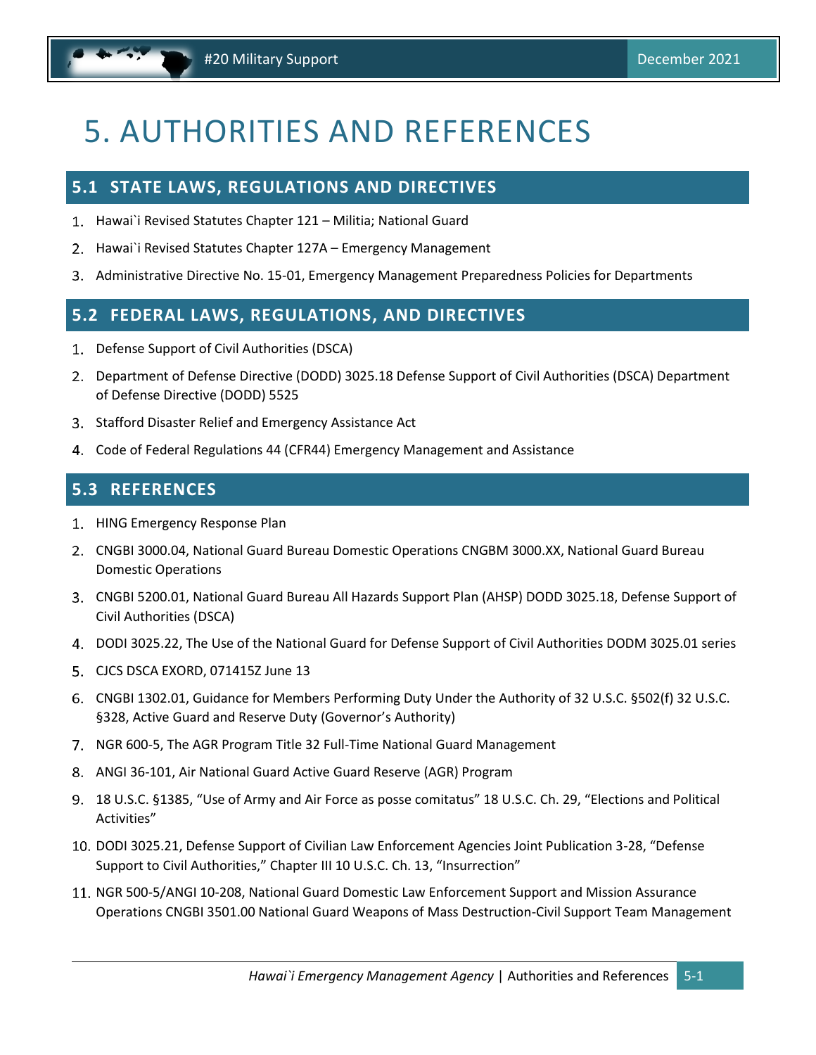# 5. AUTHORITIES AND REFERENCES

## 5.1 STATE LAWS, REGULATIONS AND DIRECTIVES

1. Hawai`i Revised Statutes Chapter 121 – Militia; National Guard
2. Hawai`i Revised Statutes Chapter 127A – Emergency Management
3. Administrative Directive No. 15-01, Emergency Management Preparedness Policies for Departments

## 5.2 FEDERAL LAWS, REGULATIONS, AND DIRECTIVES

1. Defense Support of Civil Authorities (DSCA)
2. Department of Defense Directive (DODD) 3025.18 Defense Support of Civil Authorities (DSCA) Department of Defense Directive (DODD) 5525
3. Stafford Disaster Relief and Emergency Assistance Act
4. Code of Federal Regulations 44 (CFR44) Emergency Management and Assistance

## 5.3 REFERENCES

1. HING Emergency Response Plan
2. CNGBI 3000.04, National Guard Bureau Domestic Operations CNGBM 3000.XX, National Guard Bureau Domestic Operations
3. CNGBI 5200.01, National Guard Bureau All Hazards Support Plan (AHSP) DODD 3025.18, Defense Support of Civil Authorities (DSCA)
4. DODI 3025.22, The Use of the National Guard for Defense Support of Civil Authorities DODM 3025.01 series
5. CJCS DSCA EXORD, 071415Z June 13
6. CNGBI 1302.01, Guidance for Members Performing Duty Under the Authority of 32 U.S.C. §502(f) 32 U.S.C. §328, Active Guard and Reserve Duty (Governor's Authority)
7. NGR 600-5, The AGR Program Title 32 Full-Time National Guard Management
8. ANGI 36-101, Air National Guard Active Guard Reserve (AGR) Program
9. 18 U.S.C. §1385, "Use of Army and Air Force as posse comitatus" 18 U.S.C. Ch. 29, "Elections and Political Activities"
10. DODI 3025.21, Defense Support of Civilian Law Enforcement Agencies Joint Publication 3-28, "Defense Support to Civil Authorities," Chapter III 10 U.S.C. Ch. 13, "Insurrection"
11. NGR 500-5/ANGI 10-208, National Guard Domestic Law Enforcement Support and Mission Assurance Operations CNGBI 3501.00 National Guard Weapons of Mass Destruction-Civil Support Team Management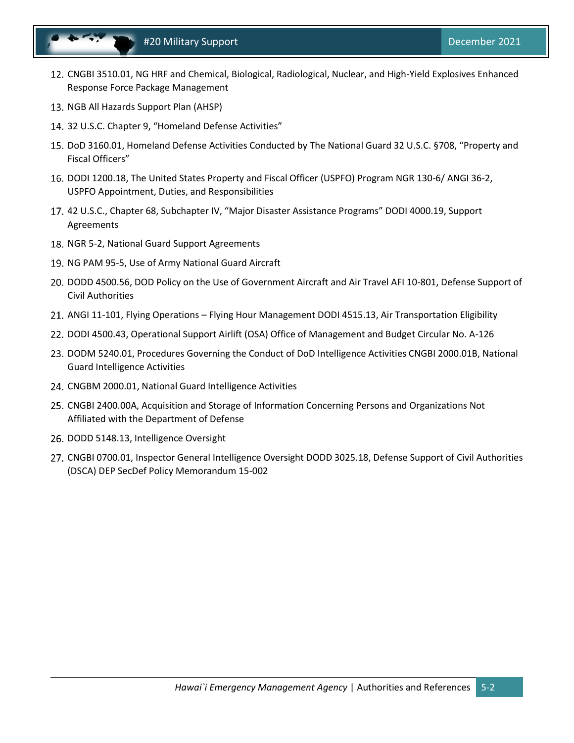12. CNGBI 3510.01, NG HRF and Chemical, Biological, Radiological, Nuclear, and High-Yield Explosives Enhanced Response Force Package Management
13. NGB All Hazards Support Plan (AHSP)
14. 32 U.S.C. Chapter 9, "Homeland Defense Activities"
15. DoD 3160.01, Homeland Defense Activities Conducted by The National Guard 32 U.S.C. §708, "Property and Fiscal Officers"
16. DODI 1200.18, The United States Property and Fiscal Officer (USPFO) Program NGR 130-6/ ANGI 36-2, USPFO Appointment, Duties, and Responsibilities
17. 42 U.S.C., Chapter 68, Subchapter IV, "Major Disaster Assistance Programs" DODI 4000.19, Support Agreements
18. NGR 5-2, National Guard Support Agreements
19. NG PAM 95-5, Use of Army National Guard Aircraft
20. DODD 4500.56, DOD Policy on the Use of Government Aircraft and Air Travel AFI 10-801, Defense Support of Civil Authorities
21. ANGI 11-101, Flying Operations – Flying Hour Management DODI 4515.13, Air Transportation Eligibility
22. DODI 4500.43, Operational Support Airlift (OSA) Office of Management and Budget Circular No. A-126
23. DODM 5240.01, Procedures Governing the Conduct of DoD Intelligence Activities CNGBI 2000.01B, National Guard Intelligence Activities
24. CNGBM 2000.01, National Guard Intelligence Activities
25. CNGBI 2400.00A, Acquisition and Storage of Information Concerning Persons and Organizations Not Affiliated with the Department of Defense
26. DODD 5148.13, Intelligence Oversight
27. CNGBI 0700.01, Inspector General Intelligence Oversight DODD 3025.18, Defense Support of Civil Authorities (DSCA) DEP SecDef Policy Memorandum 15-002